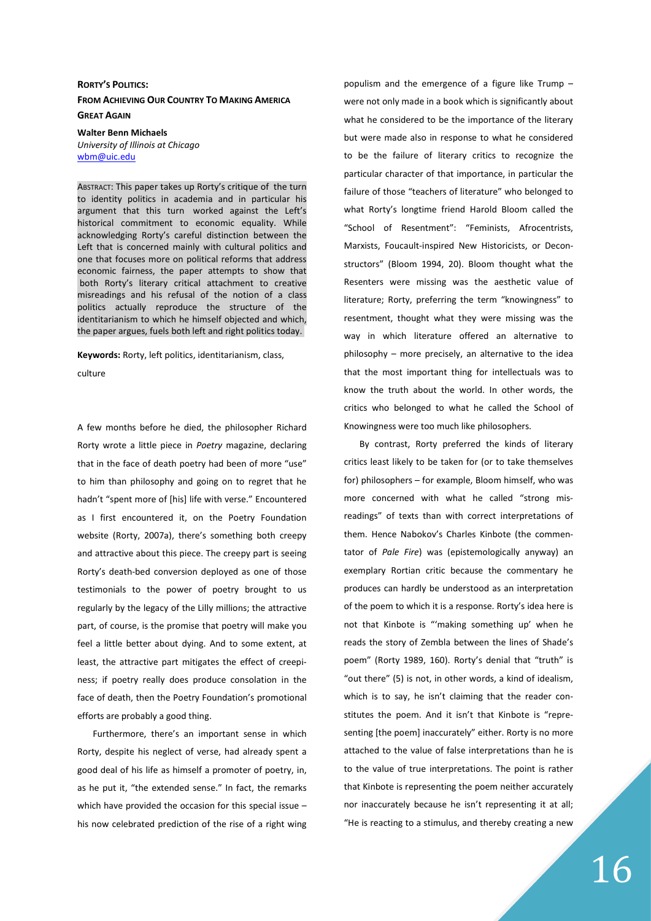# Rorty's Politics: From Achieving Our Country To Making America Great Again

**Walter Benn Michaels**
*University of Illinois at Chicago*
wbm@uic.edu

ABSTRACT: This paper takes up Rorty's critique of the turn to identity politics in academia and in particular his argument that this turn worked against the Left's historical commitment to economic equality. While acknowledging Rorty's careful distinction between the Left that is concerned mainly with cultural politics and one that focuses more on political reforms that address economic fairness, the paper attempts to show that both Rorty's literary critical attachment to creative misreadings and his refusal of the notion of a class politics actually reproduce the structure of the identitarianism to which he himself objected and which, the paper argues, fuels both left and right politics today.

**Keywords:** Rorty, left politics, identitarianism, class, culture

A few months before he died, the philosopher Richard Rorty wrote a little piece in *Poetry* magazine, declaring that in the face of death poetry had been of more "use" to him than philosophy and going on to regret that he hadn't "spent more of [his] life with verse." Encountered as I first encountered it, on the Poetry Foundation website (Rorty, 2007a), there's something both creepy and attractive about this piece. The creepy part is seeing Rorty's death-bed conversion deployed as one of those testimonials to the power of poetry brought to us regularly by the legacy of the Lilly millions; the attractive part, of course, is the promise that poetry will make you feel a little better about dying. And to some extent, at least, the attractive part mitigates the effect of creepiness; if poetry really does produce consolation in the face of death, then the Poetry Foundation's promotional efforts are probably a good thing.

Furthermore, there's an important sense in which Rorty, despite his neglect of verse, had already spent a good deal of his life as himself a promoter of poetry, in, as he put it, "the extended sense." In fact, the remarks which have provided the occasion for this special issue – his now celebrated prediction of the rise of a right wing populism and the emergence of a figure like Trump – were not only made in a book which is significantly about what he considered to be the importance of the literary but were made also in response to what he considered to be the failure of literary critics to recognize the particular character of that importance, in particular the failure of those "teachers of literature" who belonged to what Rorty's longtime friend Harold Bloom called the "School of Resentment": "Feminists, Afrocentrists, Marxists, Foucault-inspired New Historicists, or Deconstructors" (Bloom 1994, 20). Bloom thought what the Resenters were missing was the aesthetic value of literature; Rorty, preferring the term "knowingness" to resentment, thought what they were missing was the way in which literature offered an alternative to philosophy – more precisely, an alternative to the idea that the most important thing for intellectuals was to know the truth about the world. In other words, the critics who belonged to what he called the School of Knowingness were too much like philosophers.

By contrast, Rorty preferred the kinds of literary critics least likely to be taken for (or to take themselves for) philosophers – for example, Bloom himself, who was more concerned with what he called "strong misreadings" of texts than with correct interpretations of them. Hence Nabokov's Charles Kinbote (the commentator of *Pale Fire*) was (epistemologically anyway) an exemplary Rortian critic because the commentary he produces can hardly be understood as an interpretation of the poem to which it is a response. Rorty's idea here is not that Kinbote is "'making something up' when he reads the story of Zembla between the lines of Shade's poem" (Rorty 1989, 160). Rorty's denial that "truth" is "out there" (5) is not, in other words, a kind of idealism, which is to say, he isn't claiming that the reader constitutes the poem. And it isn't that Kinbote is "representing [the poem] inaccurately" either. Rorty is no more attached to the value of false interpretations than he is to the value of true interpretations. The point is rather that Kinbote is representing the poem neither accurately nor inaccurately because he isn't representing it at all; "He is reacting to a stimulus, and thereby creating a new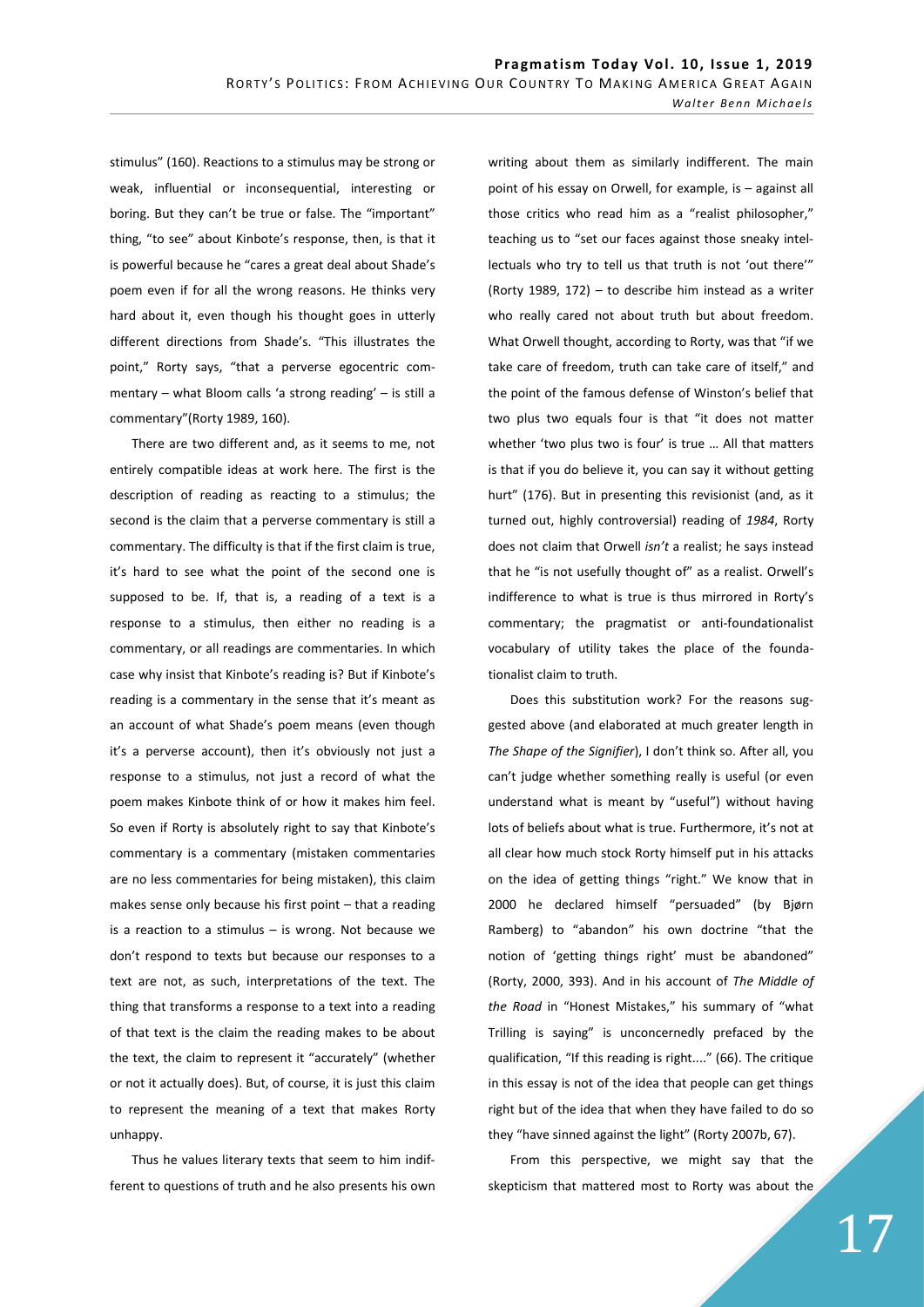stimulus" (160). Reactions to a stimulus may be strong or weak, influential or inconsequential, interesting or boring. But they can't be true or false. The "important" thing, "to see" about Kinbote's response, then, is that it is powerful because he "cares a great deal about Shade's poem even if for all the wrong reasons. He thinks very hard about it, even though his thought goes in utterly different directions from Shade's. "This illustrates the point," Rorty says, "that a perverse egocentric commentary – what Bloom calls 'a strong reading' – is still a commentary"(Rorty 1989, 160).

There are two different and, as it seems to me, not entirely compatible ideas at work here. The first is the description of reading as reacting to a stimulus; the second is the claim that a perverse commentary is still a commentary. The difficulty is that if the first claim is true, it's hard to see what the point of the second one is supposed to be. If, that is, a reading of a text is a response to a stimulus, then either no reading is a commentary, or all readings are commentaries. In which case why insist that Kinbote's reading is? But if Kinbote's reading is a commentary in the sense that it's meant as an account of what Shade's poem means (even though it's a perverse account), then it's obviously not just a response to a stimulus, not just a record of what the poem makes Kinbote think of or how it makes him feel. So even if Rorty is absolutely right to say that Kinbote's commentary is a commentary (mistaken commentaries are no less commentaries for being mistaken), this claim makes sense only because his first point – that a reading is a reaction to a stimulus – is wrong. Not because we don't respond to texts but because our responses to a text are not, as such, interpretations of the text. The thing that transforms a response to a text into a reading of that text is the claim the reading makes to be about the text, the claim to represent it "accurately" (whether or not it actually does). But, of course, it is just this claim to represent the meaning of a text that makes Rorty unhappy.

Thus he values literary texts that seem to him indifferent to questions of truth and he also presents his own writing about them as similarly indifferent. The main point of his essay on Orwell, for example, is – against all those critics who read him as a "realist philosopher," teaching us to "set our faces against those sneaky intellectuals who try to tell us that truth is not 'out there'" (Rorty 1989, 172) – to describe him instead as a writer who really cared not about truth but about freedom. What Orwell thought, according to Rorty, was that "if we take care of freedom, truth can take care of itself," and the point of the famous defense of Winston's belief that two plus two equals four is that "it does not matter whether 'two plus two is four' is true … All that matters is that if you do believe it, you can say it without getting hurt" (176). But in presenting this revisionist (and, as it turned out, highly controversial) reading of *1984*, Rorty does not claim that Orwell *isn't* a realist; he says instead that he "is not usefully thought of" as a realist. Orwell's indifference to what is true is thus mirrored in Rorty's commentary; the pragmatist or anti-foundationalist vocabulary of utility takes the place of the foundationalist claim to truth.

Does this substitution work? For the reasons suggested above (and elaborated at much greater length in *The Shape of the Signifier*), I don't think so. After all, you can't judge whether something really is useful (or even understand what is meant by "useful") without having lots of beliefs about what is true. Furthermore, it's not at all clear how much stock Rorty himself put in his attacks on the idea of getting things "right." We know that in 2000 he declared himself "persuaded" (by Bjørn Ramberg) to "abandon" his own doctrine "that the notion of 'getting things right' must be abandoned" (Rorty, 2000, 393). And in his account of *The Middle of the Road* in "Honest Mistakes," his summary of "what Trilling is saying" is unconcernedly prefaced by the qualification, "If this reading is right...." (66). The critique in this essay is not of the idea that people can get things right but of the idea that when they have failed to do so they "have sinned against the light" (Rorty 2007b, 67).

From this perspective, we might say that the skepticism that mattered most to Rorty was about the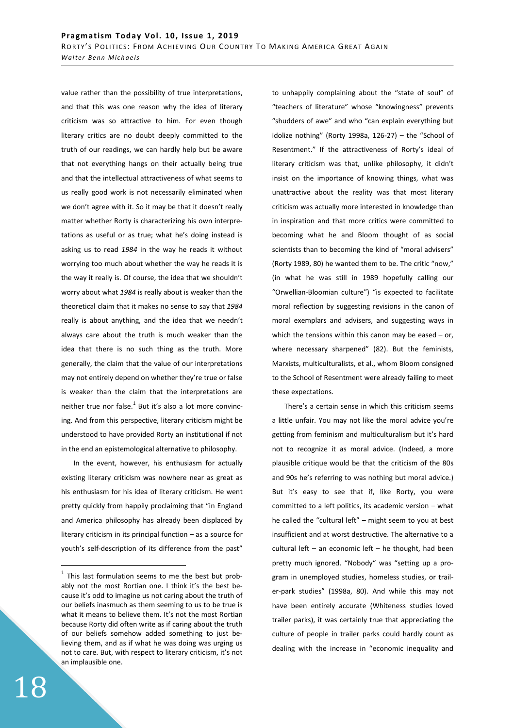value rather than the possibility of true interpretations, and that this was one reason why the idea of literary criticism was so attractive to him. For even though literary critics are no doubt deeply committed to the truth of our readings, we can hardly help but be aware that not everything hangs on their actually being true and that the intellectual attractiveness of what seems to us really good work is not necessarily eliminated when we don't agree with it. So it may be that it doesn't really matter whether Rorty is characterizing his own interpretations as useful or as true; what he's doing instead is asking us to read *1984* in the way he reads it without worrying too much about whether the way he reads it is the way it really is. Of course, the idea that we shouldn't worry about what *1984* is really about is weaker than the theoretical claim that it makes no sense to say that *1984* really is about anything, and the idea that we needn't always care about the truth is much weaker than the idea that there is no such thing as the truth. More generally, the claim that the value of our interpretations may not entirely depend on whether they're true or false is weaker than the claim that the interpretations are neither true nor false.[1] But it's also a lot more convincing. And from this perspective, literary criticism might be understood to have provided Rorty an institutional if not in the end an epistemological alternative to philosophy.

In the event, however, his enthusiasm for actually existing literary criticism was nowhere near as great as his enthusiasm for his idea of literary criticism. He went pretty quickly from happily proclaiming that "in England and America philosophy has already been displaced by literary criticism in its principal function – as a source for youth's self-description of its difference from the past" to unhappily complaining about the "state of soul" of "teachers of literature" whose "knowingness" prevents "shudders of awe" and who "can explain everything but idolize nothing" (Rorty 1998a, 126-27) – the "School of Resentment." If the attractiveness of Rorty's ideal of literary criticism was that, unlike philosophy, it didn't insist on the importance of knowing things, what was unattractive about the reality was that most literary criticism was actually more interested in knowledge than in inspiration and that more critics were committed to becoming what he and Bloom thought of as social scientists than to becoming the kind of "moral advisers" (Rorty 1989, 80) he wanted them to be. The critic "now," (in what he was still in 1989 hopefully calling our "Orwellian-Bloomian culture") "is expected to facilitate moral reflection by suggesting revisions in the canon of moral exemplars and advisers, and suggesting ways in which the tensions within this canon may be eased – or, where necessary sharpened" (82). But the feminists, Marxists, multiculturalists, et al., whom Bloom consigned to the School of Resentment were already failing to meet these expectations.

There's a certain sense in which this criticism seems a little unfair. You may not like the moral advice you're getting from feminism and multiculturalism but it's hard not to recognize it as moral advice. (Indeed, a more plausible critique would be that the criticism of the 80s and 90s he's referring to was nothing but moral advice.) But it's easy to see that if, like Rorty, you were committed to a left politics, its academic version – what he called the "cultural left" – might seem to you at best insufficient and at worst destructive. The alternative to a cultural left – an economic left – he thought, had been pretty much ignored. "Nobody" was "setting up a program in unemployed studies, homeless studies, or trailer-park studies" (1998a, 80). And while this may not have been entirely accurate (Whiteness studies loved trailer parks), it was certainly true that appreciating the culture of people in trailer parks could hardly count as dealing with the increase in "economic inequality and

---

[1] This last formulation seems to me the best but probably not the most Rortian one. I think it's the best because it's odd to imagine us not caring about the truth of our beliefs inasmuch as them seeming to us to be true is what it means to believe them. It's not the most Rortian because Rorty did often write as if caring about the truth of our beliefs somehow added something to just believing them, and as if what he was doing was urging us not to care. But, with respect to literary criticism, it's not an implausible one.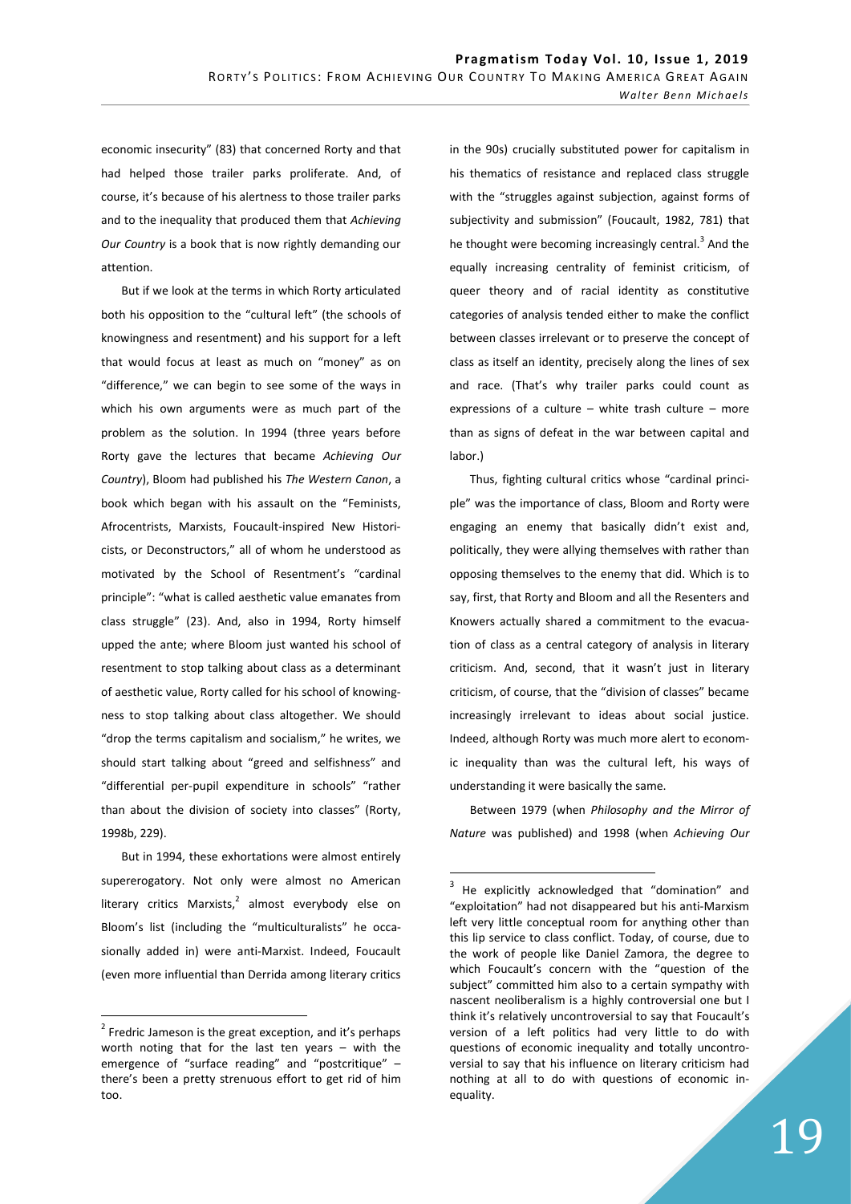economic insecurity" (83) that concerned Rorty and that had helped those trailer parks proliferate. And, of course, it's because of his alertness to those trailer parks and to the inequality that produced them that *Achieving Our Country* is a book that is now rightly demanding our attention.

But if we look at the terms in which Rorty articulated both his opposition to the "cultural left" (the schools of knowingness and resentment) and his support for a left that would focus at least as much on "money" as on "difference," we can begin to see some of the ways in which his own arguments were as much part of the problem as the solution. In 1994 (three years before Rorty gave the lectures that became *Achieving Our Country*), Bloom had published his *The Western Canon*, a book which began with his assault on the "Feminists, Afrocentrists, Marxists, Foucault-inspired New Historicists, or Deconstructors," all of whom he understood as motivated by the School of Resentment's "cardinal principle": "what is called aesthetic value emanates from class struggle" (23). And, also in 1994, Rorty himself upped the ante; where Bloom just wanted his school of resentment to stop talking about class as a determinant of aesthetic value, Rorty called for his school of knowingness to stop talking about class altogether. We should "drop the terms capitalism and socialism," he writes, we should start talking about "greed and selfishness" and "differential per-pupil expenditure in schools" "rather than about the division of society into classes" (Rorty, 1998b, 229).

But in 1994, these exhortations were almost entirely supererogatory. Not only were almost no American literary critics Marxists,[2] almost everybody else on Bloom's list (including the "multiculturalists" he occasionally added in) were anti-Marxist. Indeed, Foucault (even more influential than Derrida among literary critics in the 90s) crucially substituted power for capitalism in his thematics of resistance and replaced class struggle with the "struggles against subjection, against forms of subjectivity and submission" (Foucault, 1982, 781) that he thought were becoming increasingly central.[3] And the equally increasing centrality of feminist criticism, of queer theory and of racial identity as constitutive categories of analysis tended either to make the conflict between classes irrelevant or to preserve the concept of class as itself an identity, precisely along the lines of sex and race. (That's why trailer parks could count as expressions of a culture – white trash culture – more than as signs of defeat in the war between capital and labor.)

Thus, fighting cultural critics whose "cardinal principle" was the importance of class, Bloom and Rorty were engaging an enemy that basically didn't exist and, politically, they were allying themselves with rather than opposing themselves to the enemy that did. Which is to say, first, that Rorty and Bloom and all the Resenters and Knowers actually shared a commitment to the evacuation of class as a central category of analysis in literary criticism. And, second, that it wasn't just in literary criticism, of course, that the "division of classes" became increasingly irrelevant to ideas about social justice. Indeed, although Rorty was much more alert to economic inequality than was the cultural left, his ways of understanding it were basically the same.

Between 1979 (when *Philosophy and the Mirror of Nature* was published) and 1998 (when *Achieving Our*

---

[2] Fredric Jameson is the great exception, and it's perhaps worth noting that for the last ten years – with the emergence of "surface reading" and "postcritique" – there's been a pretty strenuous effort to get rid of him too.

[3] He explicitly acknowledged that "domination" and "exploitation" had not disappeared but his anti-Marxism left very little conceptual room for anything other than this lip service to class conflict. Today, of course, due to the work of people like Daniel Zamora, the degree to which Foucault's concern with the "question of the subject" committed him also to a certain sympathy with nascent neoliberalism is a highly controversial one but I think it's relatively uncontroversial to say that Foucault's version of a left politics had very little to do with questions of economic inequality and totally uncontroversial to say that his influence on literary criticism had nothing at all to do with questions of economic inequality.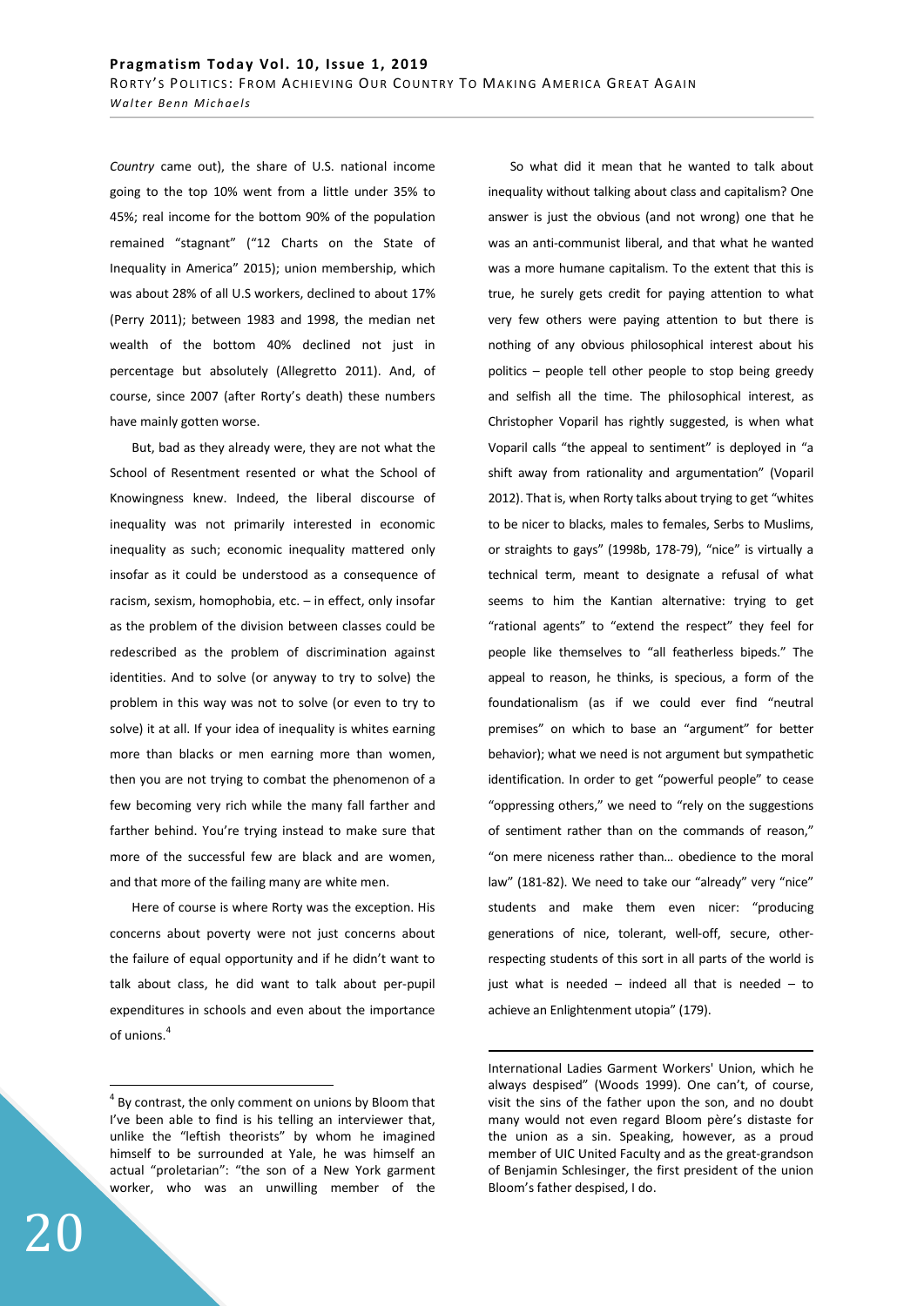*Country* came out), the share of U.S. national income going to the top 10% went from a little under 35% to 45%; real income for the bottom 90% of the population remained "stagnant" ("12 Charts on the State of Inequality in America" 2015); union membership, which was about 28% of all U.S workers, declined to about 17% (Perry 2011); between 1983 and 1998, the median net wealth of the bottom 40% declined not just in percentage but absolutely (Allegretto 2011). And, of course, since 2007 (after Rorty's death) these numbers have mainly gotten worse.

But, bad as they already were, they are not what the School of Resentment resented or what the School of Knowingness knew. Indeed, the liberal discourse of inequality was not primarily interested in economic inequality as such; economic inequality mattered only insofar as it could be understood as a consequence of racism, sexism, homophobia, etc. – in effect, only insofar as the problem of the division between classes could be redescribed as the problem of discrimination against identities. And to solve (or anyway to try to solve) the problem in this way was not to solve (or even to try to solve) it at all. If your idea of inequality is whites earning more than blacks or men earning more than women, then you are not trying to combat the phenomenon of a few becoming very rich while the many fall farther and farther behind. You're trying instead to make sure that more of the successful few are black and are women, and that more of the failing many are white men.

Here of course is where Rorty was the exception. His concerns about poverty were not just concerns about the failure of equal opportunity and if he didn't want to talk about class, he did want to talk about per-pupil expenditures in schools and even about the importance of unions.[4]

So what did it mean that he wanted to talk about inequality without talking about class and capitalism? One answer is just the obvious (and not wrong) one that he was an anti-communist liberal, and that what he wanted was a more humane capitalism. To the extent that this is true, he surely gets credit for paying attention to what very few others were paying attention to but there is nothing of any obvious philosophical interest about his politics – people tell other people to stop being greedy and selfish all the time. The philosophical interest, as Christopher Voparil has rightly suggested, is when what Voparil calls "the appeal to sentiment" is deployed in "a shift away from rationality and argumentation" (Voparil 2012). That is, when Rorty talks about trying to get "whites to be nicer to blacks, males to females, Serbs to Muslims, or straights to gays" (1998b, 178-79), "nice" is virtually a technical term, meant to designate a refusal of what seems to him the Kantian alternative: trying to get "rational agents" to "extend the respect" they feel for people like themselves to "all featherless bipeds." The appeal to reason, he thinks, is specious, a form of the foundationalism (as if we could ever find "neutral premises" on which to base an "argument" for better behavior); what we need is not argument but sympathetic identification. In order to get "powerful people" to cease "oppressing others," we need to "rely on the suggestions of sentiment rather than on the commands of reason," "on mere niceness rather than… obedience to the moral law" (181-82). We need to take our "already" very "nice" students and make them even nicer: "producing generations of nice, tolerant, well-off, secure, other-respecting students of this sort in all parts of the world is just what is needed – indeed all that is needed – to achieve an Enlightenment utopia" (179).

[4] By contrast, the only comment on unions by Bloom that I've been able to find is his telling an interviewer that, unlike the "leftish theorists" by whom he imagined himself to be surrounded at Yale, he was himself an actual "proletarian": "the son of a New York garment worker, who was an unwilling member of the International Ladies Garment Workers' Union, which he always despised" (Woods 1999). One can't, of course, visit the sins of the father upon the son, and no doubt many would not even regard Bloom père's distaste for the union as a sin. Speaking, however, as a proud member of UIC United Faculty and as the great-grandson of Benjamin Schlesinger, the first president of the union Bloom's father despised, I do.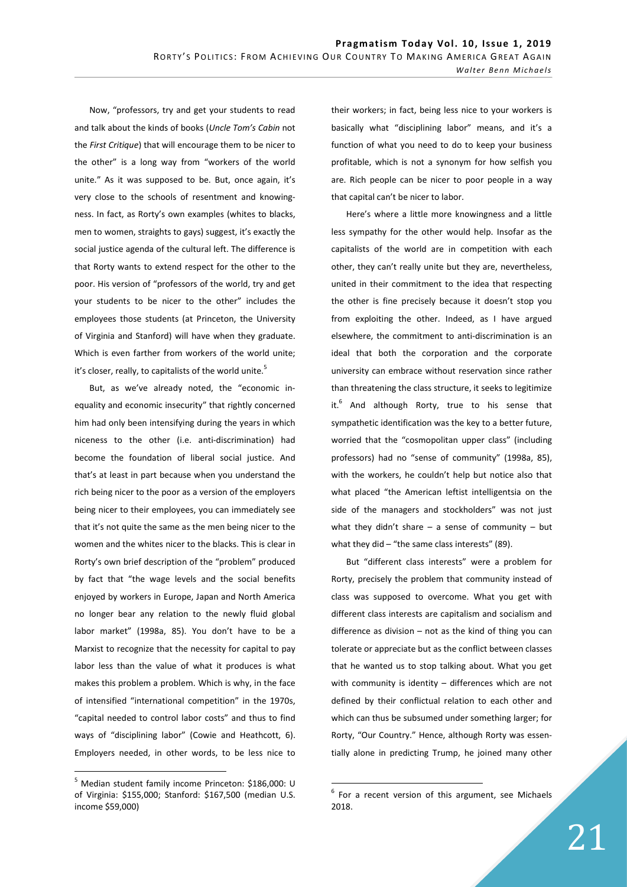Now, "professors, try and get your students to read and talk about the kinds of books (*Uncle Tom's Cabin* not the *First Critique*) that will encourage them to be nicer to the other" is a long way from "workers of the world unite." As it was supposed to be. But, once again, it's very close to the schools of resentment and knowingness. In fact, as Rorty's own examples (whites to blacks, men to women, straights to gays) suggest, it's exactly the social justice agenda of the cultural left. The difference is that Rorty wants to extend respect for the other to the poor. His version of "professors of the world, try and get your students to be nicer to the other" includes the employees those students (at Princeton, the University of Virginia and Stanford) will have when they graduate. Which is even farther from workers of the world unite; it's closer, really, to capitalists of the world unite.[5]

But, as we've already noted, the "economic inequality and economic insecurity" that rightly concerned him had only been intensifying during the years in which niceness to the other (i.e. anti-discrimination) had become the foundation of liberal social justice. And that's at least in part because when you understand the rich being nicer to the poor as a version of the employers being nicer to their employees, you can immediately see that it's not quite the same as the men being nicer to the women and the whites nicer to the blacks. This is clear in Rorty's own brief description of the "problem" produced by fact that "the wage levels and the social benefits enjoyed by workers in Europe, Japan and North America no longer bear any relation to the newly fluid global labor market" (1998a, 85). You don't have to be a Marxist to recognize that the necessity for capital to pay labor less than the value of what it produces is what makes this problem a problem. Which is why, in the face of intensified "international competition" in the 1970s, "capital needed to control labor costs" and thus to find ways of "disciplining labor" (Cowie and Heathcott, 6). Employers needed, in other words, to be less nice to their workers; in fact, being less nice to your workers is basically what "disciplining labor" means, and it's a function of what you need to do to keep your business profitable, which is not a synonym for how selfish you are. Rich people can be nicer to poor people in a way that capital can't be nicer to labor.

Here's where a little more knowingness and a little less sympathy for the other would help. Insofar as the capitalists of the world are in competition with each other, they can't really unite but they are, nevertheless, united in their commitment to the idea that respecting the other is fine precisely because it doesn't stop you from exploiting the other. Indeed, as I have argued elsewhere, the commitment to anti-discrimination is an ideal that both the corporation and the corporate university can embrace without reservation since rather than threatening the class structure, it seeks to legitimize it.[6] And although Rorty, true to his sense that sympathetic identification was the key to a better future, worried that the "cosmopolitan upper class" (including professors) had no "sense of community" (1998a, 85), with the workers, he couldn't help but notice also that what placed "the American leftist intelligentsia on the side of the managers and stockholders" was not just what they didn't share – a sense of community – but what they did – "the same class interests" (89).

But "different class interests" were a problem for Rorty, precisely the problem that community instead of class was supposed to overcome. What you get with different class interests are capitalism and socialism and difference as division – not as the kind of thing you can tolerate or appreciate but as the conflict between classes that he wanted us to stop talking about. What you get with community is identity – differences which are not defined by their conflictual relation to each other and which can thus be subsumed under something larger; for Rorty, "Our Country." Hence, although Rorty was essentially alone in predicting Trump, he joined many other

[5] Median student family income Princeton: $186,000: U of Virginia: $155,000; Stanford: $167,500 (median U.S. income $59,000)

[6] For a recent version of this argument, see Michaels 2018.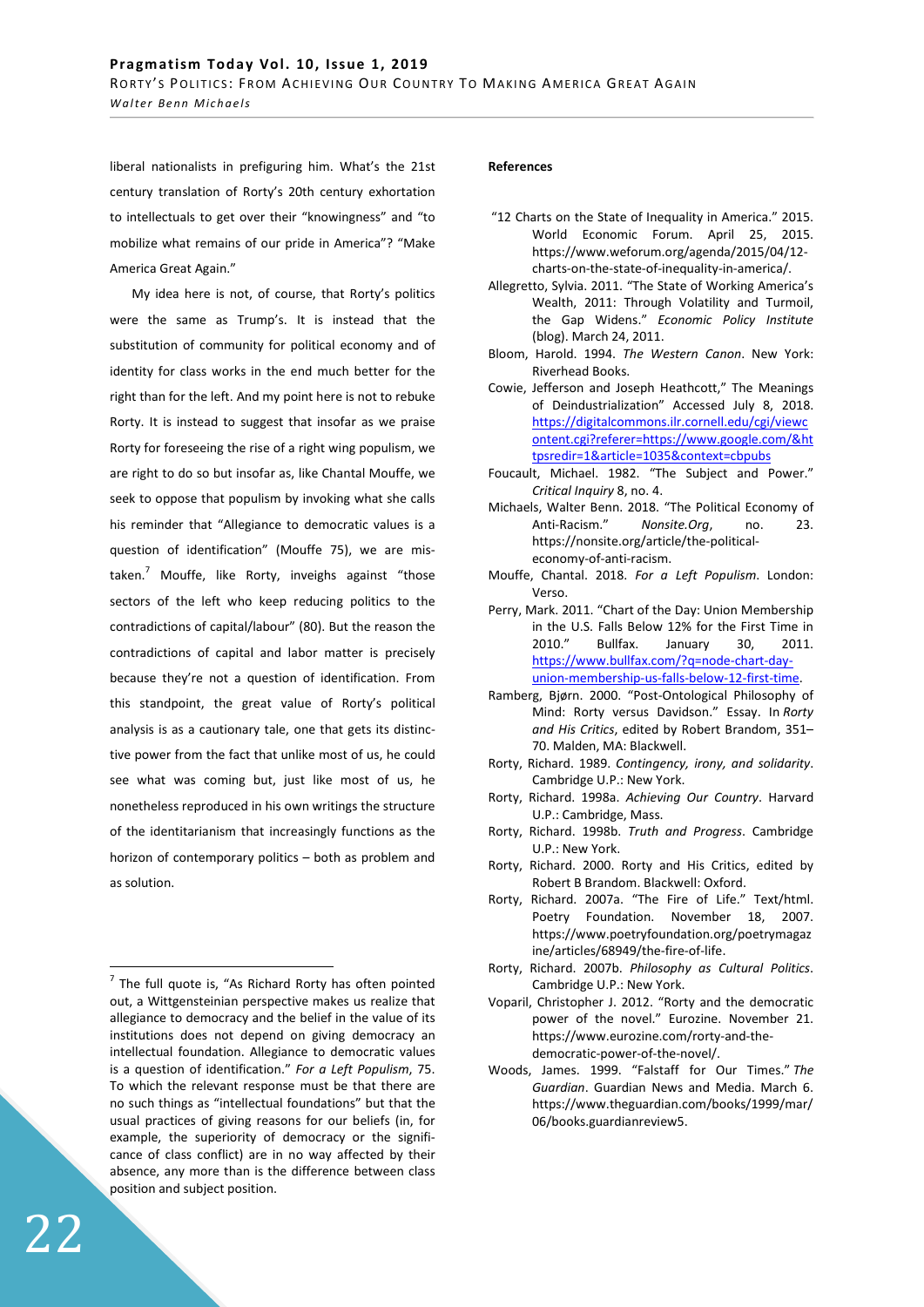liberal nationalists in prefiguring him. What's the 21st century translation of Rorty's 20th century exhortation to intellectuals to get over their "knowingness" and "to mobilize what remains of our pride in America"? "Make America Great Again."

My idea here is not, of course, that Rorty's politics were the same as Trump's. It is instead that the substitution of community for political economy and of identity for class works in the end much better for the right than for the left. And my point here is not to rebuke Rorty. It is instead to suggest that insofar as we praise Rorty for foreseeing the rise of a right wing populism, we are right to do so but insofar as, like Chantal Mouffe, we seek to oppose that populism by invoking what she calls his reminder that "Allegiance to democratic values is a question of identification" (Mouffe 75), we are mistaken.[7] Mouffe, like Rorty, inveighs against "those sectors of the left who keep reducing politics to the contradictions of capital/labour" (80). But the reason the contradictions of capital and labor matter is precisely because they're not a question of identification. From this standpoint, the great value of Rorty's political analysis is as a cautionary tale, one that gets its distinctive power from the fact that unlike most of us, he could see what was coming but, just like most of us, he nonetheless reproduced in his own writings the structure of the identitarianism that increasingly functions as the horizon of contemporary politics – both as problem and as solution.

[7] The full quote is, "As Richard Rorty has often pointed out, a Wittgensteinian perspective makes us realize that allegiance to democracy and the belief in the value of its institutions does not depend on giving democracy an intellectual foundation. Allegiance to democratic values is a question of identification." *For a Left Populism*, 75. To which the relevant response must be that there are no such things as "intellectual foundations" but that the usual practices of giving reasons for our beliefs (in, for example, the superiority of democracy or the significance of class conflict) are in no way affected by their absence, any more than is the difference between class position and subject position.

**References**

"12 Charts on the State of Inequality in America." 2015. World Economic Forum. April 25, 2015. https://www.weforum.org/agenda/2015/04/12-charts-on-the-state-of-inequality-in-america/.

Allegretto, Sylvia. 2011. "The State of Working America's Wealth, 2011: Through Volatility and Turmoil, the Gap Widens." *Economic Policy Institute* (blog). March 24, 2011.

Bloom, Harold. 1994. *The Western Canon*. New York: Riverhead Books.

Cowie, Jefferson and Joseph Heathcott," The Meanings of Deindustrialization" Accessed July 8, 2018. https://digitalcommons.ilr.cornell.edu/cgi/viewcontent.cgi?referer=https://www.google.com/&httpsredir=1&article=1035&context=cbpubs

Foucault, Michael. 1982. "The Subject and Power." *Critical Inquiry* 8, no. 4.

Michaels, Walter Benn. 2018. "The Political Economy of Anti-Racism." *Nonsite.Org*, no. 23. https://nonsite.org/article/the-political-economy-of-anti-racism.

Mouffe, Chantal. 2018. *For a Left Populism*. London: Verso.

Perry, Mark. 2011. "Chart of the Day: Union Membership in the U.S. Falls Below 12% for the First Time in 2010." Bullfax. January 30, 2011. https://www.bullfax.com/?q=node-chart-day-union-membership-us-falls-below-12-first-time.

Ramberg, Bjørn. 2000. "Post-Ontological Philosophy of Mind: Rorty versus Davidson." Essay. In *Rorty and His Critics*, edited by Robert Brandom, 351–70. Malden, MA: Blackwell.

Rorty, Richard. 1989. *Contingency, irony, and solidarity*. Cambridge U.P.: New York.

Rorty, Richard. 1998a. *Achieving Our Country*. Harvard U.P.: Cambridge, Mass.

Rorty, Richard. 1998b. *Truth and Progress*. Cambridge U.P.: New York.

Rorty, Richard. 2000. Rorty and His Critics, edited by Robert B Brandom. Blackwell: Oxford.

Rorty, Richard. 2007a. "The Fire of Life." Text/html. Poetry Foundation. November 18, 2007. https://www.poetryfoundation.org/poetrymagazine/articles/68949/the-fire-of-life.

Rorty, Richard. 2007b. *Philosophy as Cultural Politics*. Cambridge U.P.: New York.

Voparil, Christopher J. 2012. "Rorty and the democratic power of the novel." Eurozine. November 21. https://www.eurozine.com/rorty-and-the-democratic-power-of-the-novel/.

Woods, James. 1999. "Falstaff for Our Times." *The Guardian*. Guardian News and Media. March 6. https://www.theguardian.com/books/1999/mar/06/books.guardianreview5.